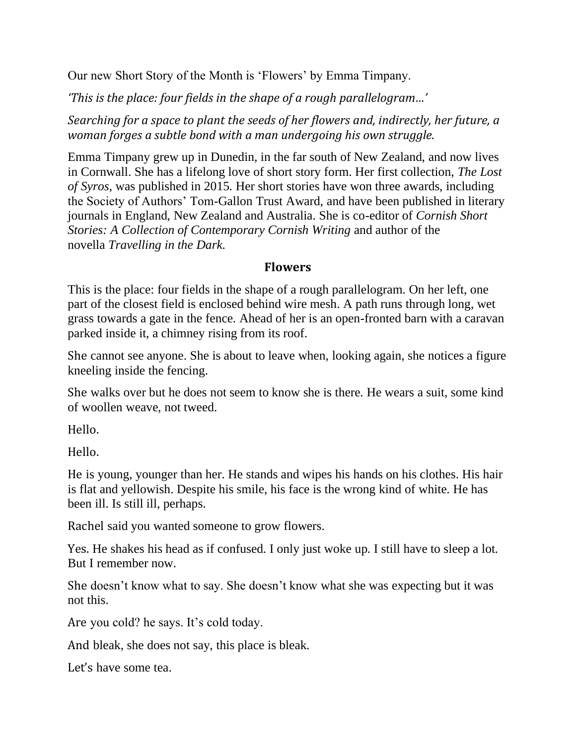Our new Short Story of the Month is 'Flowers' by Emma Timpany.

*'This is the place: four fields in the shape of a rough parallelogram…'*

*Searching for a space to plant the seeds of her flowers and, indirectly, her future, a woman forges a subtle bond with a man undergoing his own struggle.*

Emma Timpany grew up in Dunedin, in the far south of New Zealand, and now lives in Cornwall. She has a lifelong love of short story form. Her first collection, *The Lost of Syros*, was published in 2015. Her short stories have won three awards, including the Society of Authors' Tom-Gallon Trust Award, and have been published in literary journals in England, New Zealand and Australia. She is co-editor of *Cornish Short Stories: A Collection of Contemporary Cornish Writing* and author of the novella *Travelling in the Dark.*

## Flowers

This is the place: four fields in the shape of a rough parallelogram. On her left, one part of the closest field is enclosed behind wire mesh. A path runs through long, wet grass towards a gate in the fence. Ahead of her is an open-fronted barn with a caravan parked inside it, a chimney rising from its roof.

She cannot see anyone. She is about to leave when, looking again, she notices a figure kneeling inside the fencing.

She walks over but he does not seem to know she is there. He wears a suit, some kind of woollen weave, not tweed.

Hello.

Hello.

He is young, younger than her. He stands and wipes his hands on his clothes. His hair is flat and yellowish. Despite his smile, his face is the wrong kind of white. He has been ill. Is still ill, perhaps.

Rachel said you wanted someone to grow flowers.

Yes. He shakes his head as if confused. I only just woke up. I still have to sleep a lot. But I remember now.

She doesn't know what to say. She doesn't know what she was expecting but it was not this.

Are you cold? he says. It's cold today.

And bleak, she does not say, this place is bleak.

Let's have some tea.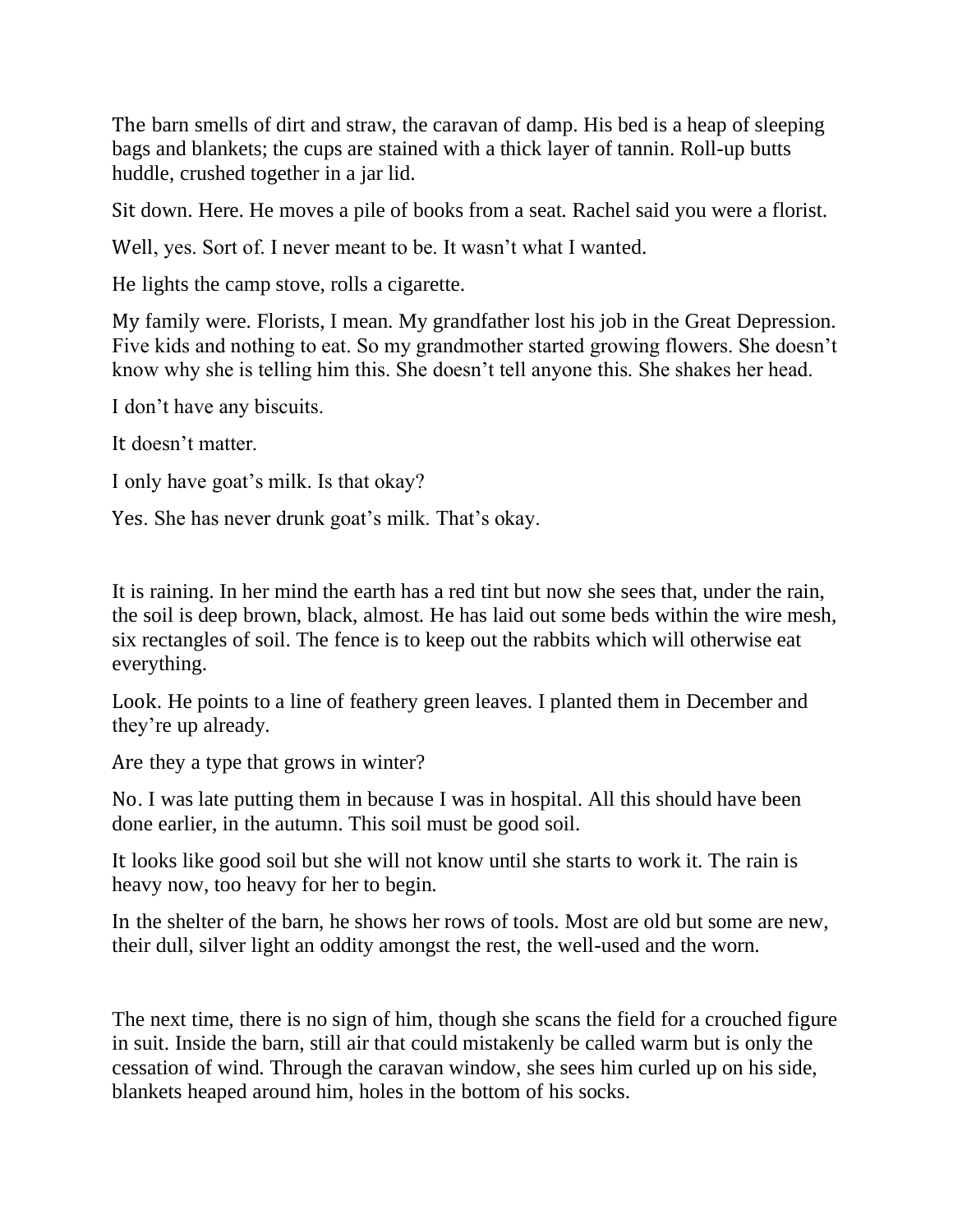The barn smells of dirt and straw, the caravan of damp. His bed is a heap of sleeping bags and blankets; the cups are stained with a thick layer of tannin. Roll-up butts huddle, crushed together in a jar lid.

Sit down. Here. He moves a pile of books from a seat. Rachel said you were a florist.

Well, yes. Sort of. I never meant to be. It wasn't what I wanted.

He lights the camp stove, rolls a cigarette.

My family were. Florists, I mean. My grandfather lost his job in the Great Depression. Five kids and nothing to eat. So my grandmother started growing flowers. She doesn't know why she is telling him this. She doesn't tell anyone this. She shakes her head.

I don't have any biscuits.

It doesn't matter.

I only have goat's milk. Is that okay?

Yes. She has never drunk goat's milk. That's okay.

It is raining. In her mind the earth has a red tint but now she sees that, under the rain, the soil is deep brown, black, almost. He has laid out some beds within the wire mesh, six rectangles of soil. The fence is to keep out the rabbits which will otherwise eat everything.

Look. He points to a line of feathery green leaves. I planted them in December and they're up already.

Are they a type that grows in winter?

No. I was late putting them in because I was in hospital. All this should have been done earlier, in the autumn. This soil must be good soil.

It looks like good soil but she will not know until she starts to work it. The rain is heavy now, too heavy for her to begin.

In the shelter of the barn, he shows her rows of tools. Most are old but some are new, their dull, silver light an oddity amongst the rest, the well-used and the worn.

The next time, there is no sign of him, though she scans the field for a crouched figure in suit. Inside the barn, still air that could mistakenly be called warm but is only the cessation of wind. Through the caravan window, she sees him curled up on his side, blankets heaped around him, holes in the bottom of his socks.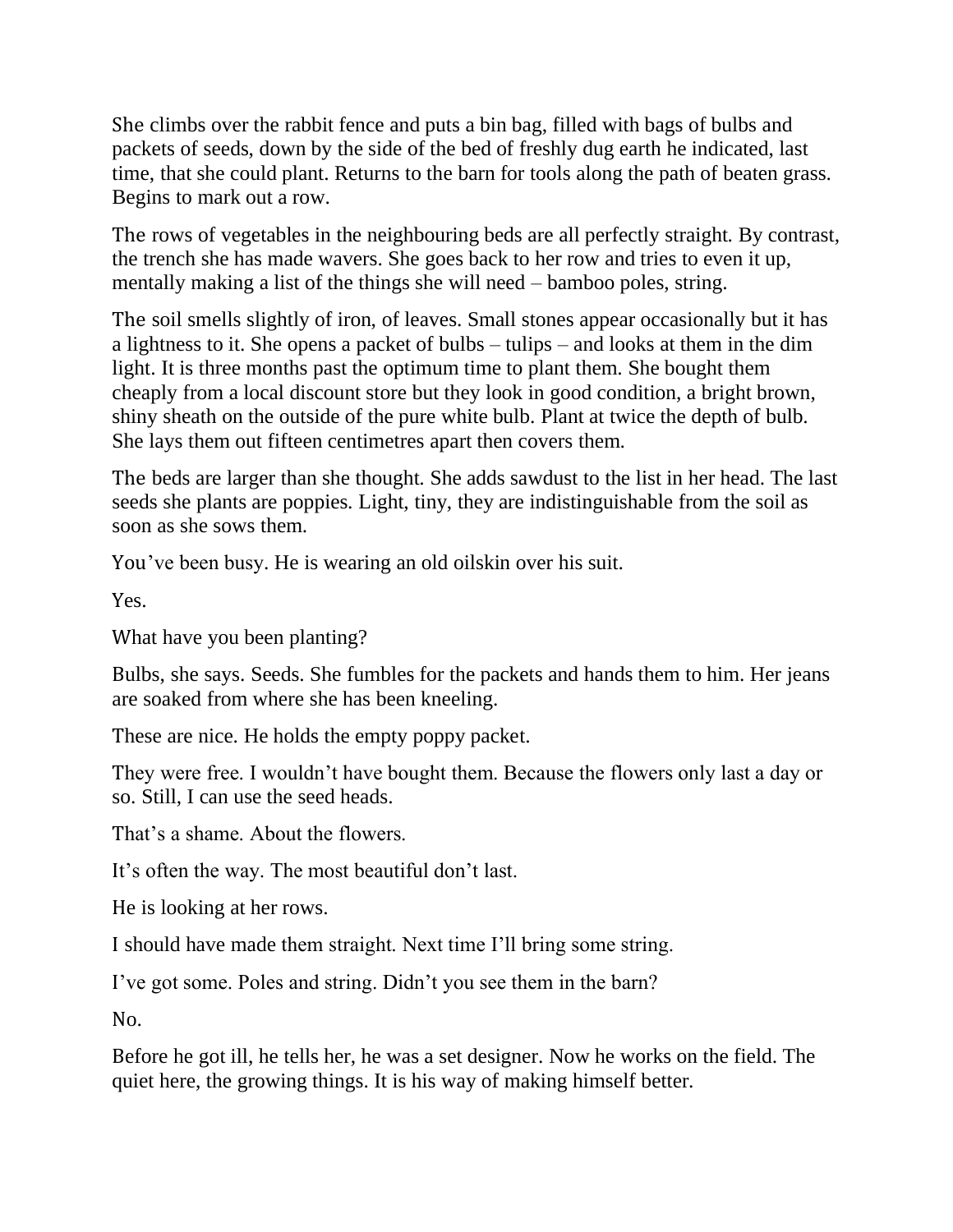She climbs over the rabbit fence and puts a bin bag, filled with bags of bulbs and packets of seeds, down by the side of the bed of freshly dug earth he indicated, last time, that she could plant. Returns to the barn for tools along the path of beaten grass. Begins to mark out a row.

The rows of vegetables in the neighbouring beds are all perfectly straight. By contrast, the trench she has made wavers. She goes back to her row and tries to even it up, mentally making a list of the things she will need – bamboo poles, string.

The soil smells slightly of iron, of leaves. Small stones appear occasionally but it has a lightness to it. She opens a packet of bulbs – tulips – and looks at them in the dim light. It is three months past the optimum time to plant them. She bought them cheaply from a local discount store but they look in good condition, a bright brown, shiny sheath on the outside of the pure white bulb. Plant at twice the depth of bulb. She lays them out fifteen centimetres apart then covers them.

The beds are larger than she thought. She adds sawdust to the list in her head. The last seeds she plants are poppies. Light, tiny, they are indistinguishable from the soil as soon as she sows them.

You've been busy. He is wearing an old oilskin over his suit.

Yes.

What have you been planting?

Bulbs, she says. Seeds. She fumbles for the packets and hands them to him. Her jeans are soaked from where she has been kneeling.

These are nice. He holds the empty poppy packet.

They were free. I wouldn't have bought them. Because the flowers only last a day or so. Still, I can use the seed heads.

That's a shame. About the flowers.

It's often the way. The most beautiful don't last.

He is looking at her rows.

I should have made them straight. Next time I'll bring some string.

I've got some. Poles and string. Didn't you see them in the barn?

No.

Before he got ill, he tells her, he was a set designer. Now he works on the field. The quiet here, the growing things. It is his way of making himself better.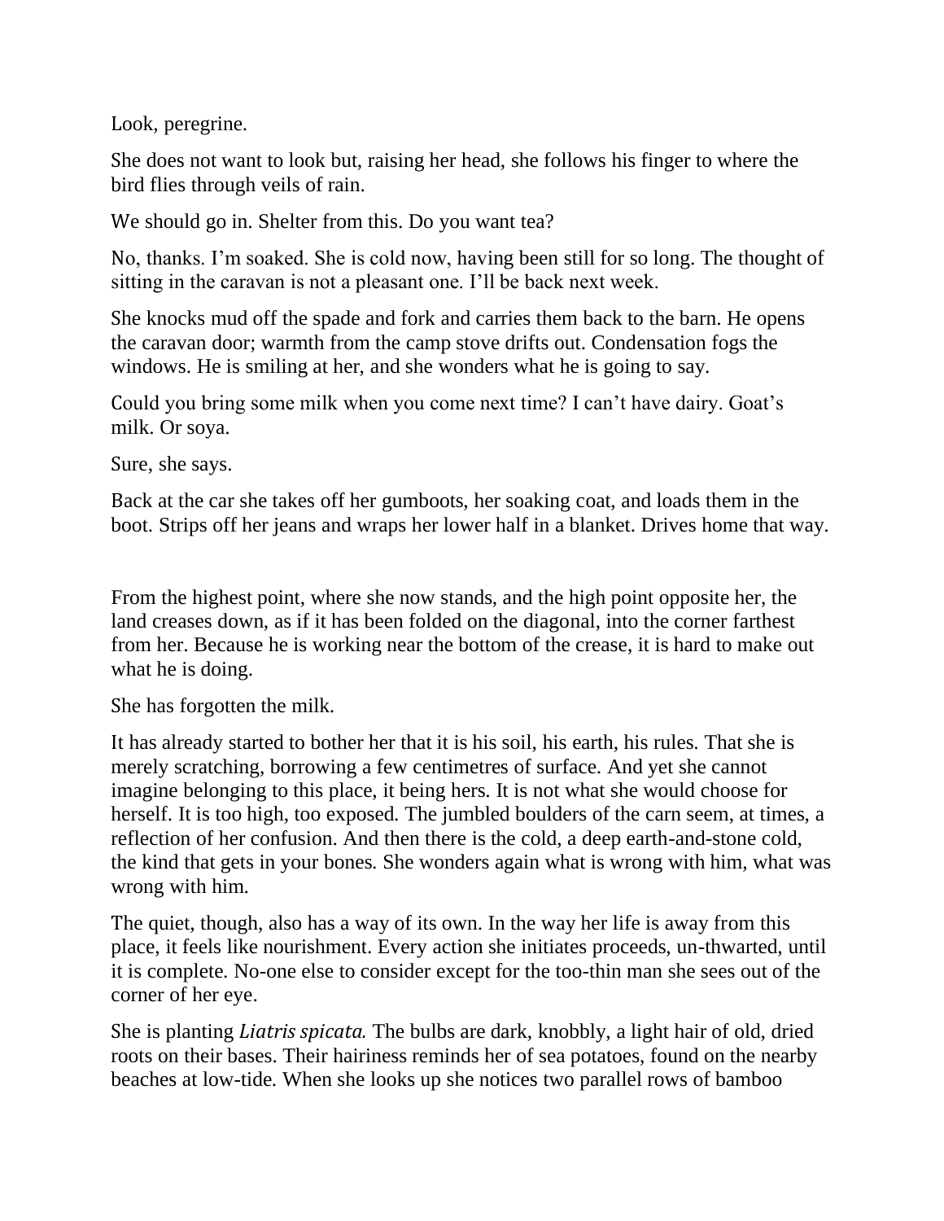Look, peregrine.

She does not want to look but, raising her head, she follows his finger to where the bird flies through veils of rain.

We should go in. Shelter from this. Do you want tea?

No, thanks. I'm soaked. She is cold now, having been still for so long. The thought of sitting in the caravan is not a pleasant one. I'll be back next week.

She knocks mud off the spade and fork and carries them back to the barn. He opens the caravan door; warmth from the camp stove drifts out. Condensation fogs the windows. He is smiling at her, and she wonders what he is going to say.

Could you bring some milk when you come next time? I can't have dairy. Goat's milk. Or soya.

Sure, she says.

Back at the car she takes off her gumboots, her soaking coat, and loads them in the boot. Strips off her jeans and wraps her lower half in a blanket. Drives home that way.

From the highest point, where she now stands, and the high point opposite her, the land creases down, as if it has been folded on the diagonal, into the corner farthest from her. Because he is working near the bottom of the crease, it is hard to make out what he is doing.

She has forgotten the milk.

It has already started to bother her that it is his soil, his earth, his rules. That she is merely scratching, borrowing a few centimetres of surface. And yet she cannot imagine belonging to this place, it being hers. It is not what she would choose for herself. It is too high, too exposed. The jumbled boulders of the carn seem, at times, a reflection of her confusion. And then there is the cold, a deep earth-and-stone cold, the kind that gets in your bones. She wonders again what is wrong with him, what was wrong with him.

The quiet, though, also has a way of its own. In the way her life is away from this place, it feels like nourishment. Every action she initiates proceeds, un-thwarted, until it is complete. No-one else to consider except for the too-thin man she sees out of the corner of her eye.

She is planting *Liatris spicata.* The bulbs are dark, knobbly, a light hair of old, dried roots on their bases. Their hairiness reminds her of sea potatoes, found on the nearby beaches at low-tide. When she looks up she notices two parallel rows of bamboo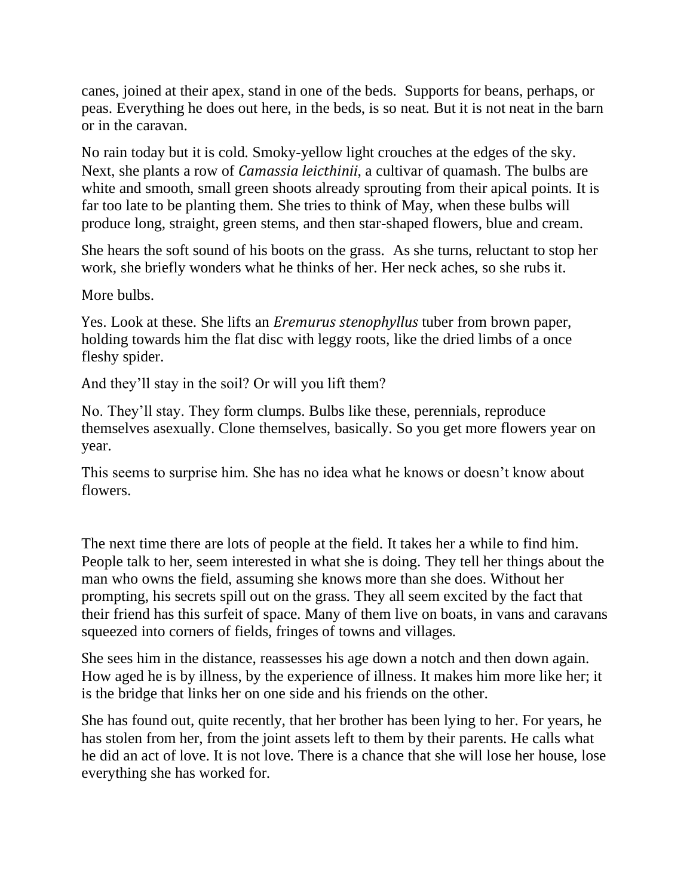canes, joined at their apex, stand in one of the beds. Supports for beans, perhaps, or peas. Everything he does out here, in the beds, is so neat. But it is not neat in the barn or in the caravan.

No rain today but it is cold. Smoky-yellow light crouches at the edges of the sky. Next, she plants a row of *Camassia leicthinii*, a cultivar of quamash. The bulbs are white and smooth, small green shoots already sprouting from their apical points. It is far too late to be planting them. She tries to think of May, when these bulbs will produce long, straight, green stems, and then star-shaped flowers, blue and cream.

She hears the soft sound of his boots on the grass. As she turns, reluctant to stop her work, she briefly wonders what he thinks of her. Her neck aches, so she rubs it.

More bulbs.

Yes. Look at these. She lifts an *Eremurus stenophyllus* tuber from brown paper, holding towards him the flat disc with leggy roots, like the dried limbs of a once fleshy spider.

And they'll stay in the soil? Or will you lift them?

No. They'll stay. They form clumps. Bulbs like these, perennials, reproduce themselves asexually. Clone themselves, basically. So you get more flowers year on year.

This seems to surprise him. She has no idea what he knows or doesn't know about flowers.

The next time there are lots of people at the field. It takes her a while to find him. People talk to her, seem interested in what she is doing. They tell her things about the man who owns the field, assuming she knows more than she does. Without her prompting, his secrets spill out on the grass. They all seem excited by the fact that their friend has this surfeit of space. Many of them live on boats, in vans and caravans squeezed into corners of fields, fringes of towns and villages.

She sees him in the distance, reassesses his age down a notch and then down again. How aged he is by illness, by the experience of illness. It makes him more like her; it is the bridge that links her on one side and his friends on the other.

She has found out, quite recently, that her brother has been lying to her. For years, he has stolen from her, from the joint assets left to them by their parents. He calls what he did an act of love. It is not love. There is a chance that she will lose her house, lose everything she has worked for.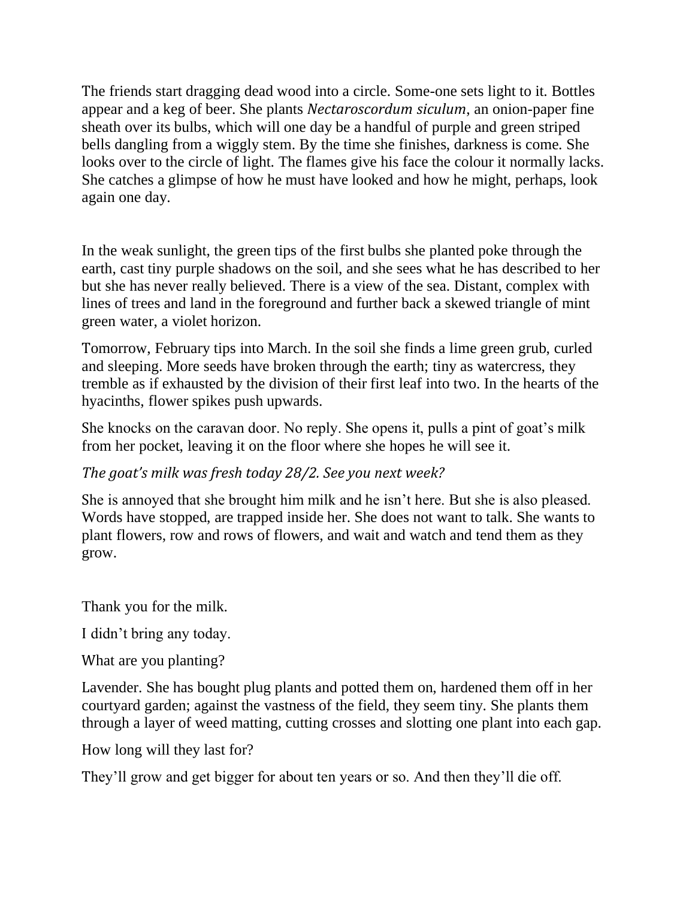The friends start dragging dead wood into a circle. Some-one sets light to it. Bottles appear and a keg of beer. She plants *Nectaroscordum siculum*, an onion-paper fine sheath over its bulbs, which will one day be a handful of purple and green striped bells dangling from a wiggly stem. By the time she finishes, darkness is come. She looks over to the circle of light. The flames give his face the colour it normally lacks. She catches a glimpse of how he must have looked and how he might, perhaps, look again one day.

In the weak sunlight, the green tips of the first bulbs she planted poke through the earth, cast tiny purple shadows on the soil, and she sees what he has described to her but she has never really believed. There is a view of the sea. Distant, complex with lines of trees and land in the foreground and further back a skewed triangle of mint green water, a violet horizon.

Tomorrow, February tips into March. In the soil she finds a lime green grub, curled and sleeping. More seeds have broken through the earth; tiny as watercress, they tremble as if exhausted by the division of their first leaf into two. In the hearts of the hyacinths, flower spikes push upwards.

She knocks on the caravan door. No reply. She opens it, pulls a pint of goat's milk from her pocket, leaving it on the floor where she hopes he will see it.

*The goat's milk was fresh today 28/2. See you next week?*

She is annoyed that she brought him milk and he isn't here. But she is also pleased. Words have stopped, are trapped inside her. She does not want to talk. She wants to plant flowers, row and rows of flowers, and wait and watch and tend them as they grow.

Thank you for the milk.

I didn't bring any today.

What are you planting?

Lavender. She has bought plug plants and potted them on, hardened them off in her courtyard garden; against the vastness of the field, they seem tiny. She plants them through a layer of weed matting, cutting crosses and slotting one plant into each gap.

How long will they last for?

They'll grow and get bigger for about ten years or so. And then they'll die off.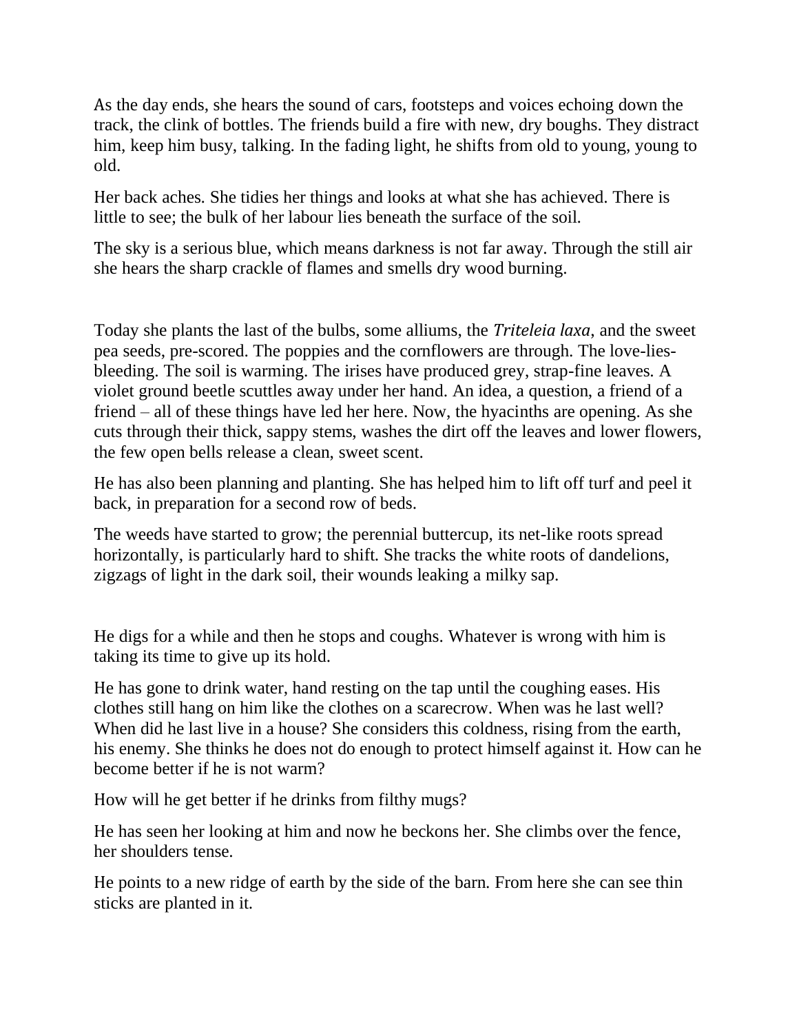As the day ends, she hears the sound of cars, footsteps and voices echoing down the track, the clink of bottles. The friends build a fire with new, dry boughs. They distract him, keep him busy, talking. In the fading light, he shifts from old to young, young to old.

Her back aches. She tidies her things and looks at what she has achieved. There is little to see; the bulk of her labour lies beneath the surface of the soil.

The sky is a serious blue, which means darkness is not far away. Through the still air she hears the sharp crackle of flames and smells dry wood burning.

Today she plants the last of the bulbs, some alliums, the *Triteleia laxa*, and the sweet pea seeds, pre-scored. The poppies and the cornflowers are through. The love-lies-bleeding. The soil is warming. The irises have produced grey, strap-fine leaves. A violet ground beetle scuttles away under her hand. An idea, a question, a friend of a friend – all of these things have led her here. Now, the hyacinths are opening. As she cuts through their thick, sappy stems, washes the dirt off the leaves and lower flowers, the few open bells release a clean, sweet scent.

He has also been planning and planting. She has helped him to lift off turf and peel it back, in preparation for a second row of beds.

The weeds have started to grow; the perennial buttercup, its net-like roots spread horizontally, is particularly hard to shift. She tracks the white roots of dandelions, zigzags of light in the dark soil, their wounds leaking a milky sap.

He digs for a while and then he stops and coughs. Whatever is wrong with him is taking its time to give up its hold.

He has gone to drink water, hand resting on the tap until the coughing eases. His clothes still hang on him like the clothes on a scarecrow. When was he last well? When did he last live in a house? She considers this coldness, rising from the earth, his enemy. She thinks he does not do enough to protect himself against it. How can he become better if he is not warm?

How will he get better if he drinks from filthy mugs?

He has seen her looking at him and now he beckons her. She climbs over the fence, her shoulders tense.

He points to a new ridge of earth by the side of the barn. From here she can see thin sticks are planted in it.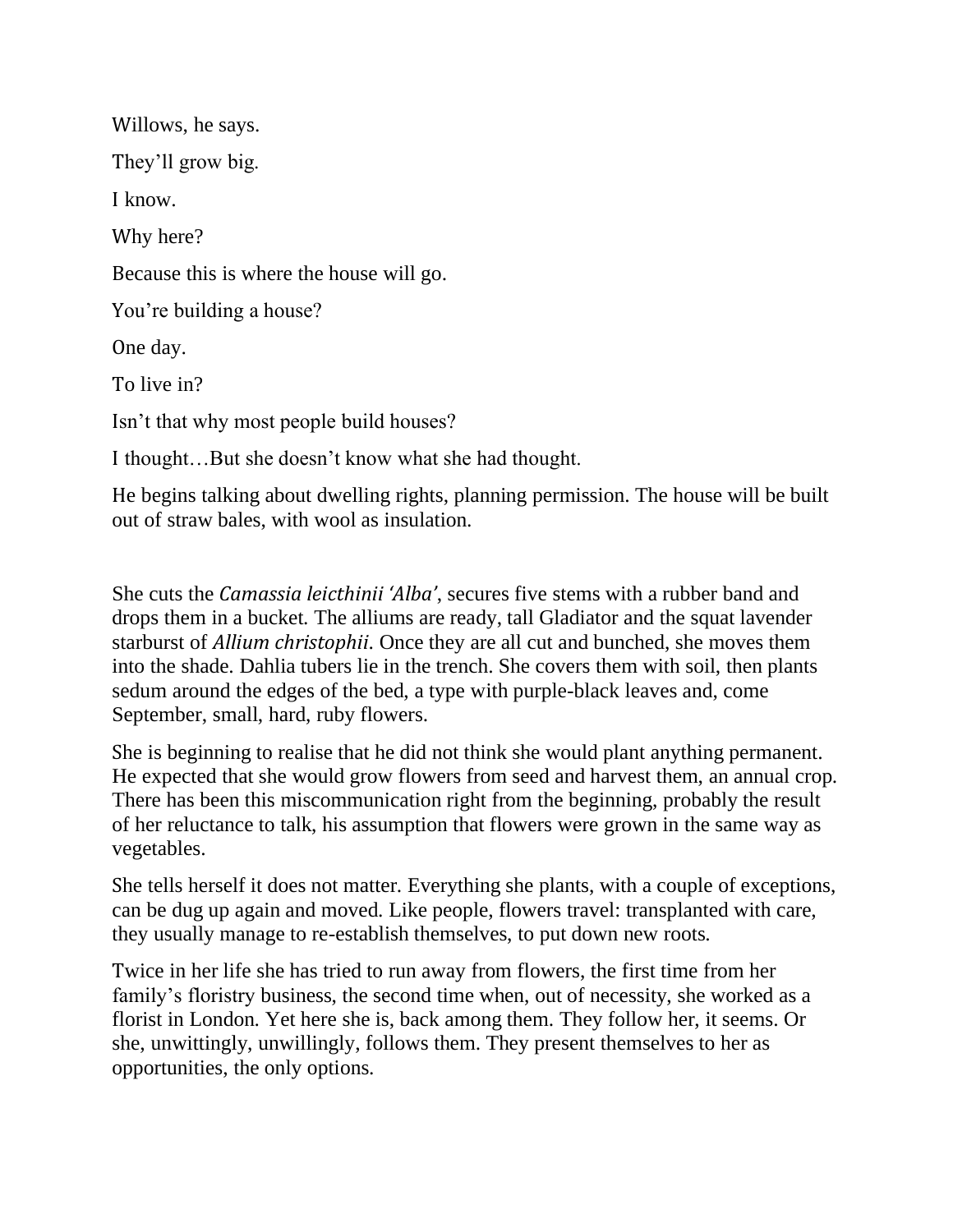Willows, he says.

They'll grow big.

I know.

Why here?

Because this is where the house will go.

You're building a house?

One day.

To live in?

Isn't that why most people build houses?

I thought…But she doesn't know what she had thought.

He begins talking about dwelling rights, planning permission. The house will be built out of straw bales, with wool as insulation.

She cuts the *Camassia leicthinii 'Alba'*, secures five stems with a rubber band and drops them in a bucket. The alliums are ready, tall Gladiator and the squat lavender starburst of *Allium christophii*. Once they are all cut and bunched, she moves them into the shade. Dahlia tubers lie in the trench. She covers them with soil, then plants sedum around the edges of the bed, a type with purple-black leaves and, come September, small, hard, ruby flowers.

She is beginning to realise that he did not think she would plant anything permanent. He expected that she would grow flowers from seed and harvest them, an annual crop. There has been this miscommunication right from the beginning, probably the result of her reluctance to talk, his assumption that flowers were grown in the same way as vegetables.

She tells herself it does not matter. Everything she plants, with a couple of exceptions, can be dug up again and moved. Like people, flowers travel: transplanted with care, they usually manage to re-establish themselves, to put down new roots.

Twice in her life she has tried to run away from flowers, the first time from her family's floristry business, the second time when, out of necessity, she worked as a florist in London. Yet here she is, back among them. They follow her, it seems. Or she, unwittingly, unwillingly, follows them. They present themselves to her as opportunities, the only options.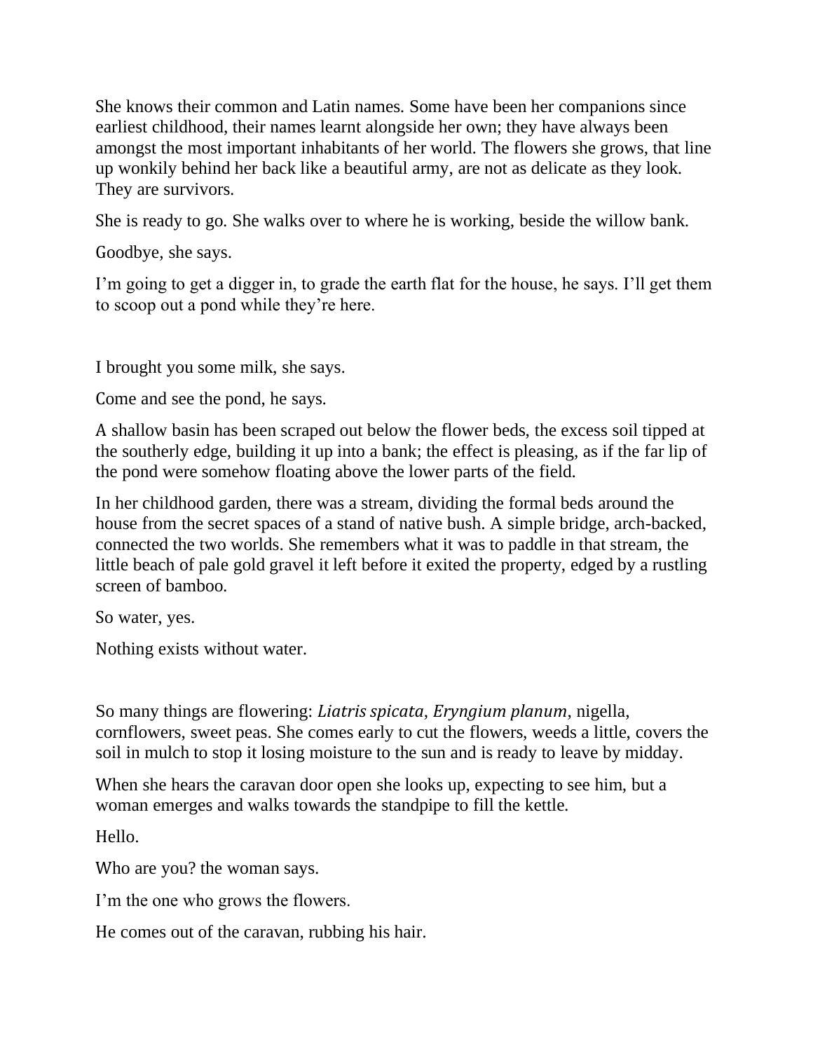She knows their common and Latin names. Some have been her companions since earliest childhood, their names learnt alongside her own; they have always been amongst the most important inhabitants of her world. The flowers she grows, that line up wonkily behind her back like a beautiful army, are not as delicate as they look. They are survivors.

She is ready to go. She walks over to where he is working, beside the willow bank.

Goodbye, she says.

I'm going to get a digger in, to grade the earth flat for the house, he says. I'll get them to scoop out a pond while they're here.

I brought you some milk, she says.

Come and see the pond, he says.

A shallow basin has been scraped out below the flower beds, the excess soil tipped at the southerly edge, building it up into a bank; the effect is pleasing, as if the far lip of the pond were somehow floating above the lower parts of the field.

In her childhood garden, there was a stream, dividing the formal beds around the house from the secret spaces of a stand of native bush. A simple bridge, arch-backed, connected the two worlds. She remembers what it was to paddle in that stream, the little beach of pale gold gravel it left before it exited the property, edged by a rustling screen of bamboo.

So water, yes.

Nothing exists without water.

So many things are flowering: *Liatris spicata*, *Eryngium planum*, nigella, cornflowers, sweet peas. She comes early to cut the flowers, weeds a little, covers the soil in mulch to stop it losing moisture to the sun and is ready to leave by midday.

When she hears the caravan door open she looks up, expecting to see him, but a woman emerges and walks towards the standpipe to fill the kettle.

Hello.

Who are you? the woman says.

I'm the one who grows the flowers.

He comes out of the caravan, rubbing his hair.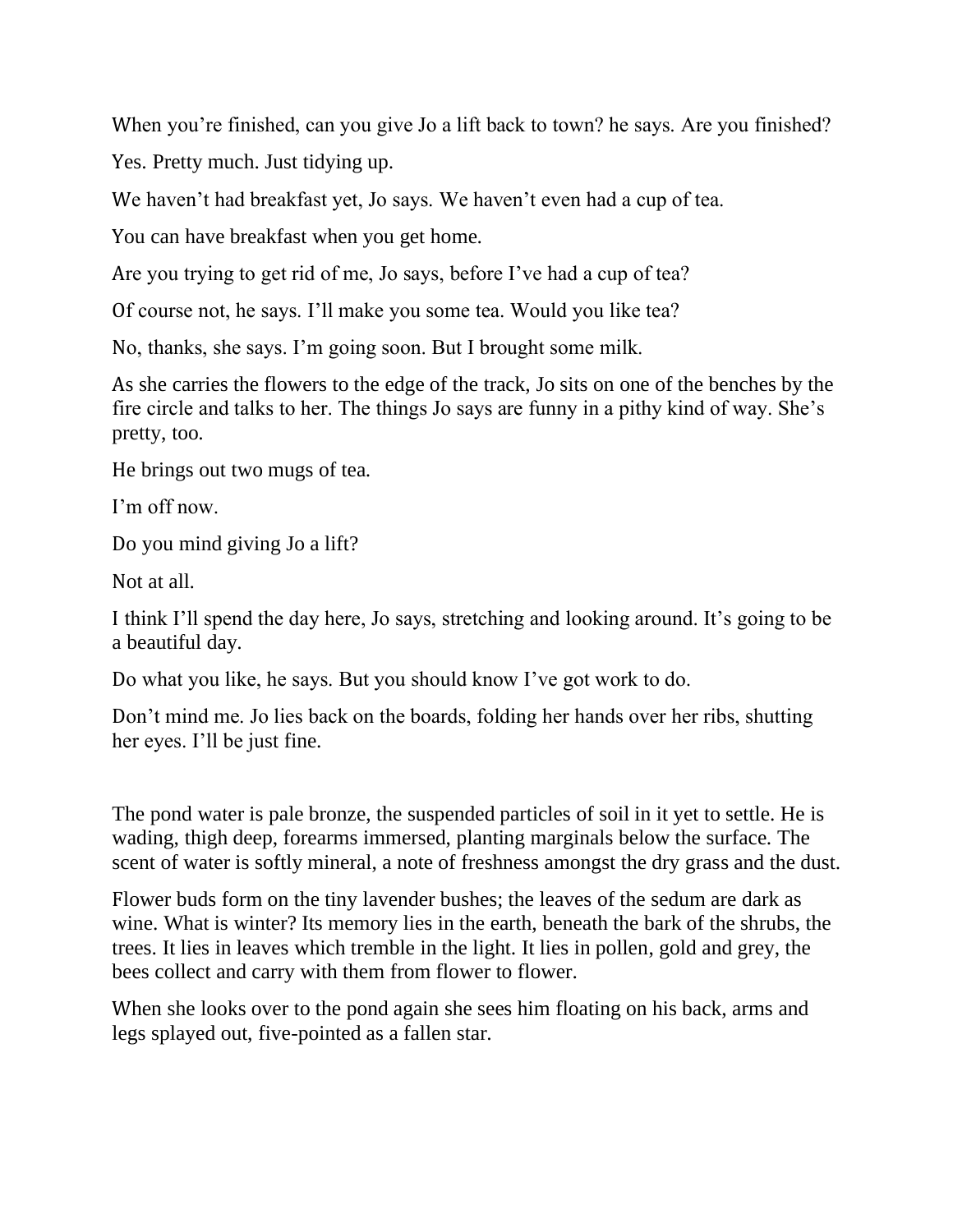When you're finished, can you give Jo a lift back to town? he says. Are you finished?

Yes. Pretty much. Just tidying up.

We haven't had breakfast yet, Jo says. We haven't even had a cup of tea.

You can have breakfast when you get home.

Are you trying to get rid of me, Jo says, before I've had a cup of tea?

Of course not, he says. I'll make you some tea. Would you like tea?

No, thanks, she says. I'm going soon. But I brought some milk.

As she carries the flowers to the edge of the track, Jo sits on one of the benches by the fire circle and talks to her. The things Jo says are funny in a pithy kind of way. She's pretty, too.

He brings out two mugs of tea.

I'm off now.

Do you mind giving Jo a lift?

Not at all.

I think I'll spend the day here, Jo says, stretching and looking around. It's going to be a beautiful day.

Do what you like, he says. But you should know I've got work to do.

Don't mind me. Jo lies back on the boards, folding her hands over her ribs, shutting her eyes. I'll be just fine.

The pond water is pale bronze, the suspended particles of soil in it yet to settle. He is wading, thigh deep, forearms immersed, planting marginals below the surface. The scent of water is softly mineral, a note of freshness amongst the dry grass and the dust.

Flower buds form on the tiny lavender bushes; the leaves of the sedum are dark as wine. What is winter? Its memory lies in the earth, beneath the bark of the shrubs, the trees. It lies in leaves which tremble in the light. It lies in pollen, gold and grey, the bees collect and carry with them from flower to flower.

When she looks over to the pond again she sees him floating on his back, arms and legs splayed out, five-pointed as a fallen star.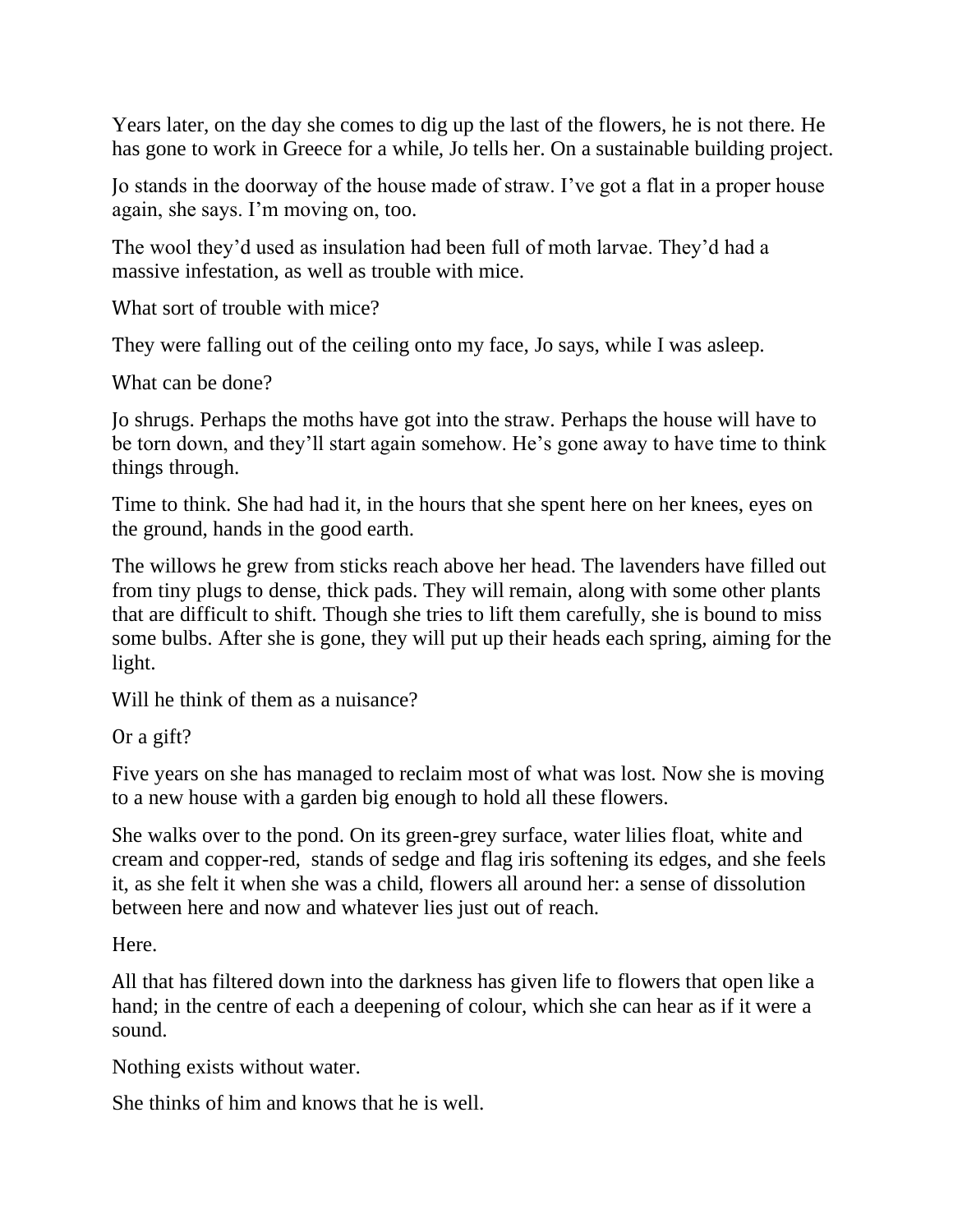Years later, on the day she comes to dig up the last of the flowers, he is not there. He has gone to work in Greece for a while, Jo tells her. On a sustainable building project.

Jo stands in the doorway of the house made of straw. I've got a flat in a proper house again, she says. I'm moving on, too.

The wool they'd used as insulation had been full of moth larvae. They'd had a massive infestation, as well as trouble with mice.

What sort of trouble with mice?

They were falling out of the ceiling onto my face, Jo says, while I was asleep.

What can be done?

Jo shrugs. Perhaps the moths have got into the straw. Perhaps the house will have to be torn down, and they'll start again somehow. He's gone away to have time to think things through.

Time to think. She had had it, in the hours that she spent here on her knees, eyes on the ground, hands in the good earth.

The willows he grew from sticks reach above her head. The lavenders have filled out from tiny plugs to dense, thick pads. They will remain, along with some other plants that are difficult to shift. Though she tries to lift them carefully, she is bound to miss some bulbs. After she is gone, they will put up their heads each spring, aiming for the light.

Will he think of them as a nuisance?

Or a gift?

Five years on she has managed to reclaim most of what was lost. Now she is moving to a new house with a garden big enough to hold all these flowers.

She walks over to the pond. On its green-grey surface, water lilies float, white and cream and copper-red, stands of sedge and flag iris softening its edges, and she feels it, as she felt it when she was a child, flowers all around her: a sense of dissolution between here and now and whatever lies just out of reach.

Here.

All that has filtered down into the darkness has given life to flowers that open like a hand; in the centre of each a deepening of colour, which she can hear as if it were a sound.

Nothing exists without water.

She thinks of him and knows that he is well.